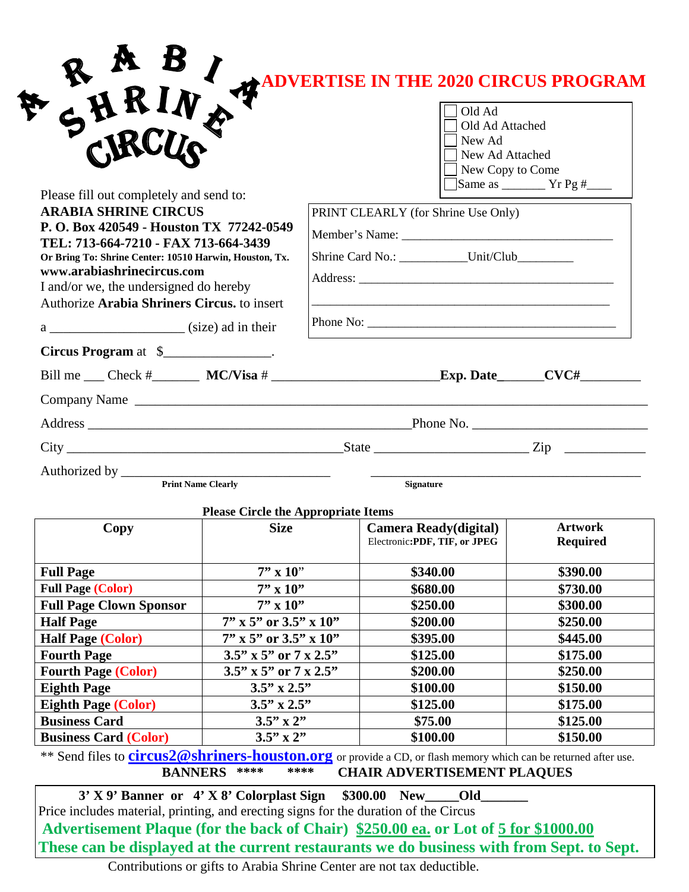ARABIA SHRINE CIRCUS

# ADVERTISE IN THE 2020 CIRCUS PROGRAM

- ☐ Old Ad
- ☐ Old Ad Attached
- ☐ New Ad
- ☐ New Ad Attached
- ☐ New Copy to Come
- ☐ Same as _______ Yr Pg #____

Please fill out completely and send to:
**ARABIA SHRINE CIRCUS**
**P. O. Box 420549 - Houston TX 77242-0549**
**TEL: 713-664-7210 - FAX 713-664-3439**
**Or Bring To: Shrine Center: 10510 Harwin, Houston, Tx.**
**www.arabiashrinecircus.com**

PRINT CLEARLY (for Shrine Use Only)

Member's Name: ___________________________________

Shrine Card No.: ___________Unit/Club_________

Address: ___________________________________________

_________________________________________________

Phone No: _________________________________________

I and/or we, the undersigned do hereby Authorize **Arabia Shriners Circus.** to insert a ____________________ (size) ad in their **Circus Program** at $________________.

Bill me ___ Check #_______ **MC/Visa #** _________________________ **Exp. Date**______ **CVC#**_________

Company Name ____________________________________________________________________________

Address _________________________________________________ Phone No. __________________________

City __________________________________________ State _______________________ Zip ____________

Authorized by ________________________________ ________________________________________

**Print Name Clearly** **Signature**

**Please Circle the Appropriate Items**

| Copy | Size | Camera Ready(digital) Electronic:PDF, TIF, or JPEG | Artwork Required |
|---|---|---|---|
| **Full Page** | 7" x 10" | $340.00 | $390.00 |
| **Full Page (Color)** | 7" x 10" | $680.00 | $730.00 |
| **Full Page Clown Sponsor** | 7" x 10" | $250.00 | $300.00 |
| **Half Page** | 7" x 5" or 3.5" x 10" | $200.00 | $250.00 |
| **Half Page (Color)** | 7" x 5" or 3.5" x 10" | $395.00 | $445.00 |
| **Fourth Page** | 3.5" x 5" or 7 x 2.5" | $125.00 | $175.00 |
| **Fourth Page (Color)** | 3.5" x 5" or 7 x 2.5" | $200.00 | $250.00 |
| **Eighth Page** | 3.5" x 2.5" | $100.00 | $150.00 |
| **Eighth Page (Color)** | 3.5" x 2.5" | $125.00 | $175.00 |
| **Business Card** | 3.5" x 2" | $75.00 | $125.00 |
| **Business Card (Color)** | 3.5" x 2" | $100.00 | $150.00 |

** Send files to **circus2@shriners-houston.org** or provide a CD, or flash memory which can be returned after use.

**BANNERS \*\*\*\* \*\*\*\* CHAIR ADVERTISEMENT PLAQUES**

**3' X 9' Banner or 4' X 8' Colorplast Sign $300.00 New_____Old_______**
Price includes material, printing, and erecting signs for the duration of the Circus

**Advertisement Plaque (for the back of Chair) $250.00 ea. or Lot of 5 for $1000.00**
**These can be displayed at the current restaurants we do business with from Sept. to Sept.**

Contributions or gifts to Arabia Shrine Center are not tax deductible.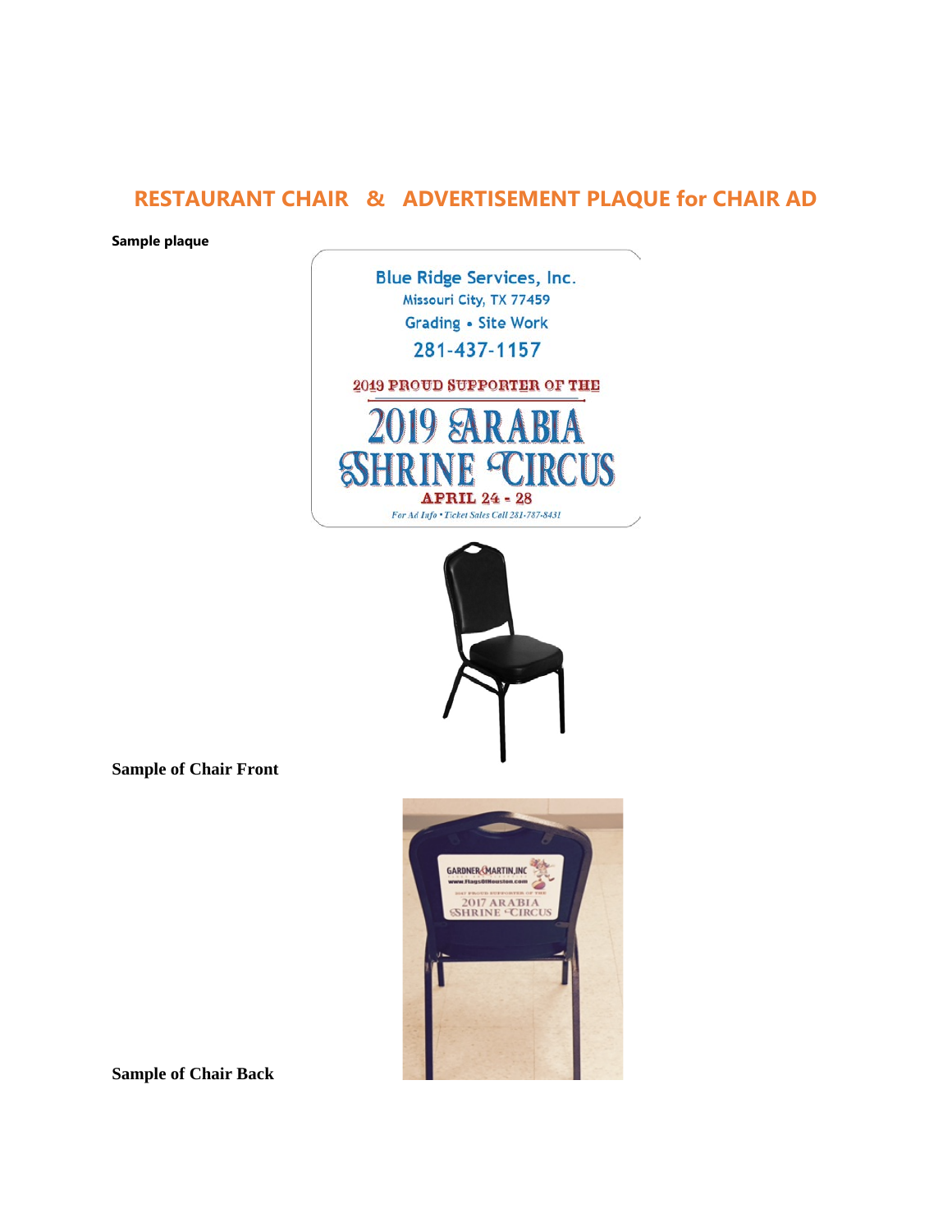## RESTAURANT CHAIR & ADVERTISEMENT PLAQUE for CHAIR AD

**Sample plaque**

**Sample of Chair Front**

**Sample of Chair Back**